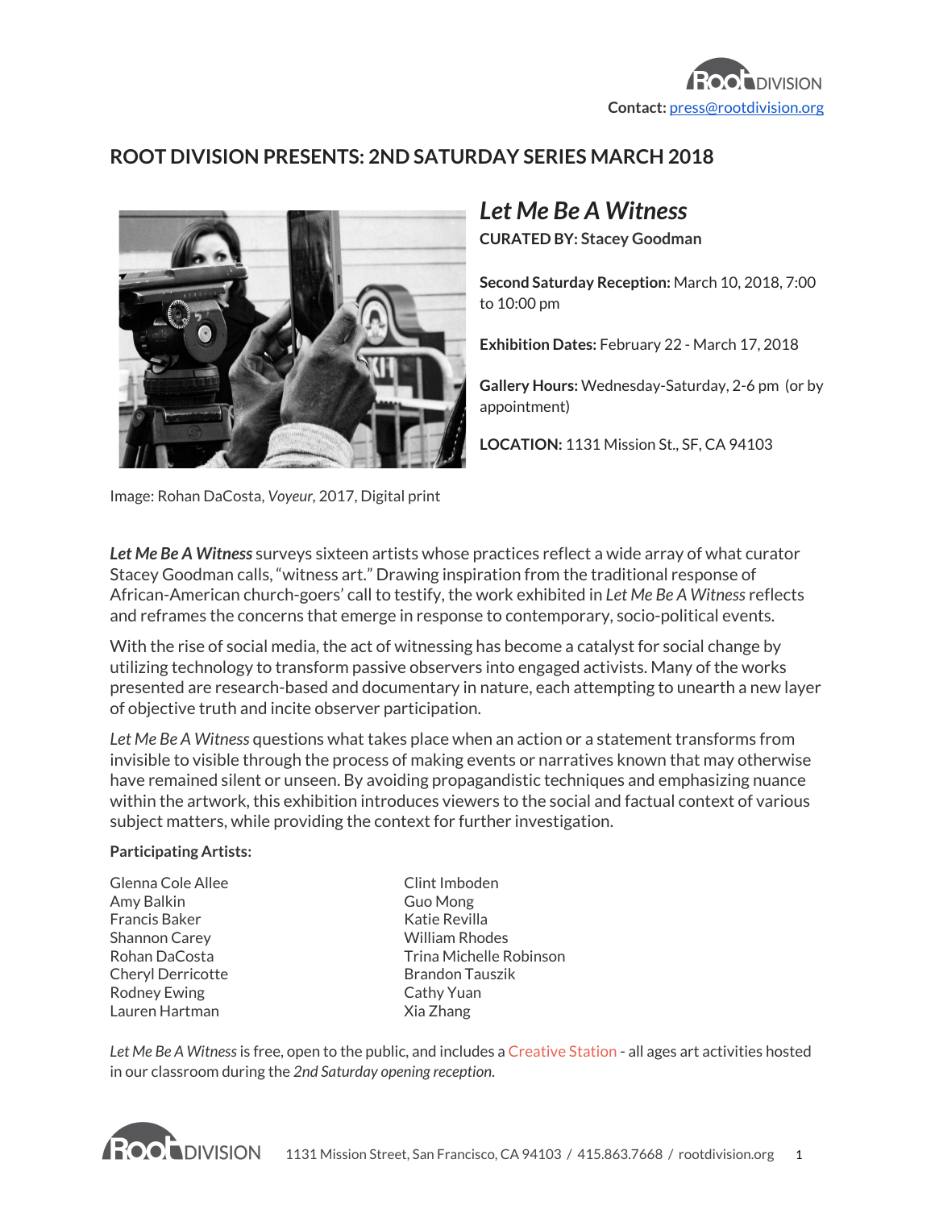**Contact:** press@rootdivision.org

## ROOT DIVISION PRESENTS: 2ND SATURDAY SERIES MARCH 2018

# *Let Me Be A Witness*

**CURATED BY:** Stacey Goodman

**Second Saturday Reception:** March 10, 2018, 7:00 to 10:00 pm

**Exhibition Dates:** February 22 - March 17, 2018

**Gallery Hours:** Wednesday-Saturday, 2-6 pm (or by appointment)

**LOCATION:** 1131 Mission St., SF, CA 94103

Image: Rohan DaCosta, *Voyeur*, 2017, Digital print

***Let Me Be A Witness*** surveys sixteen artists whose practices reflect a wide array of what curator Stacey Goodman calls, "witness art." Drawing inspiration from the traditional response of African-American church-goers' call to testify, the work exhibited in *Let Me Be A Witness* reflects and reframes the concerns that emerge in response to contemporary, socio-political events.

With the rise of social media, the act of witnessing has become a catalyst for social change by utilizing technology to transform passive observers into engaged activists. Many of the works presented are research-based and documentary in nature, each attempting to unearth a new layer of objective truth and incite observer participation.

*Let Me Be A Witness* questions what takes place when an action or a statement transforms from invisible to visible through the process of making events or narratives known that may otherwise have remained silent or unseen. By avoiding propagandistic techniques and emphasizing nuance within the artwork, this exhibition introduces viewers to the social and factual context of various subject matters, while providing the context for further investigation.

**Participating Artists:**

Glenna Cole Allee
Amy Balkin
Francis Baker
Shannon Carey
Rohan DaCosta
Cheryl Derricotte
Rodney Ewing
Lauren Hartman
Clint Imboden
Guo Mong
Katie Revilla
William Rhodes
Trina Michelle Robinson
Brandon Tauszik
Cathy Yuan
Xia Zhang

*Let Me Be A Witness* is free, open to the public, and includes a Creative Station - all ages art activities hosted in our classroom during the *2nd Saturday opening reception.*

1131 Mission Street, San Francisco, CA 94103 / 415.863.7668 / rootdivision.org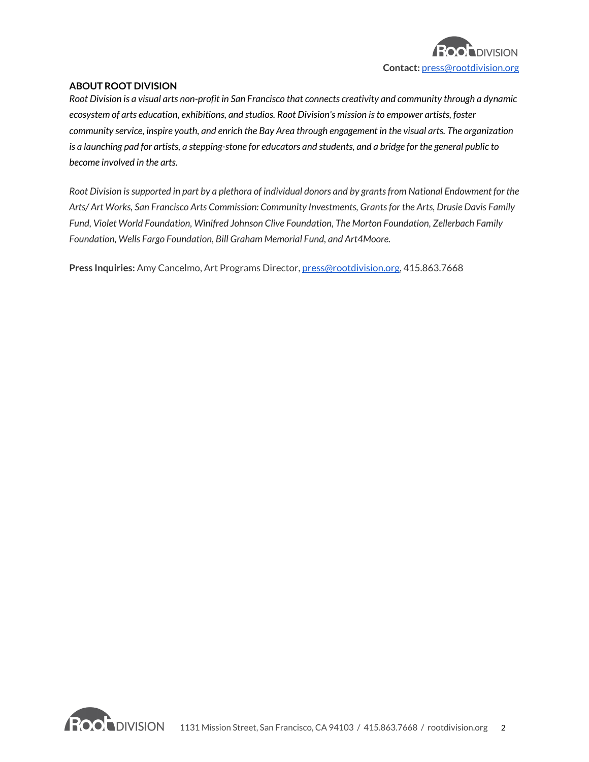**Contact:** press@rootdivision.org

**ABOUT ROOT DIVISION**

*Root Division is a visual arts non-profit in San Francisco that connects creativity and community through a dynamic ecosystem of arts education, exhibitions, and studios. Root Division's mission is to empower artists, foster community service, inspire youth, and enrich the Bay Area through engagement in the visual arts. The organization is a launching pad for artists, a stepping-stone for educators and students, and a bridge for the general public to become involved in the arts.*

*Root Division is supported in part by a plethora of individual donors and by grants from National Endowment for the Arts/ Art Works, San Francisco Arts Commission: Community Investments, Grants for the Arts, Drusie Davis Family Fund, Violet World Foundation, Winifred Johnson Clive Foundation, The Morton Foundation, Zellerbach Family Foundation, Wells Fargo Foundation, Bill Graham Memorial Fund, and Art4Moore.*

**Press Inquiries:** Amy Cancelmo, Art Programs Director, press@rootdivision.org, 415.863.7668